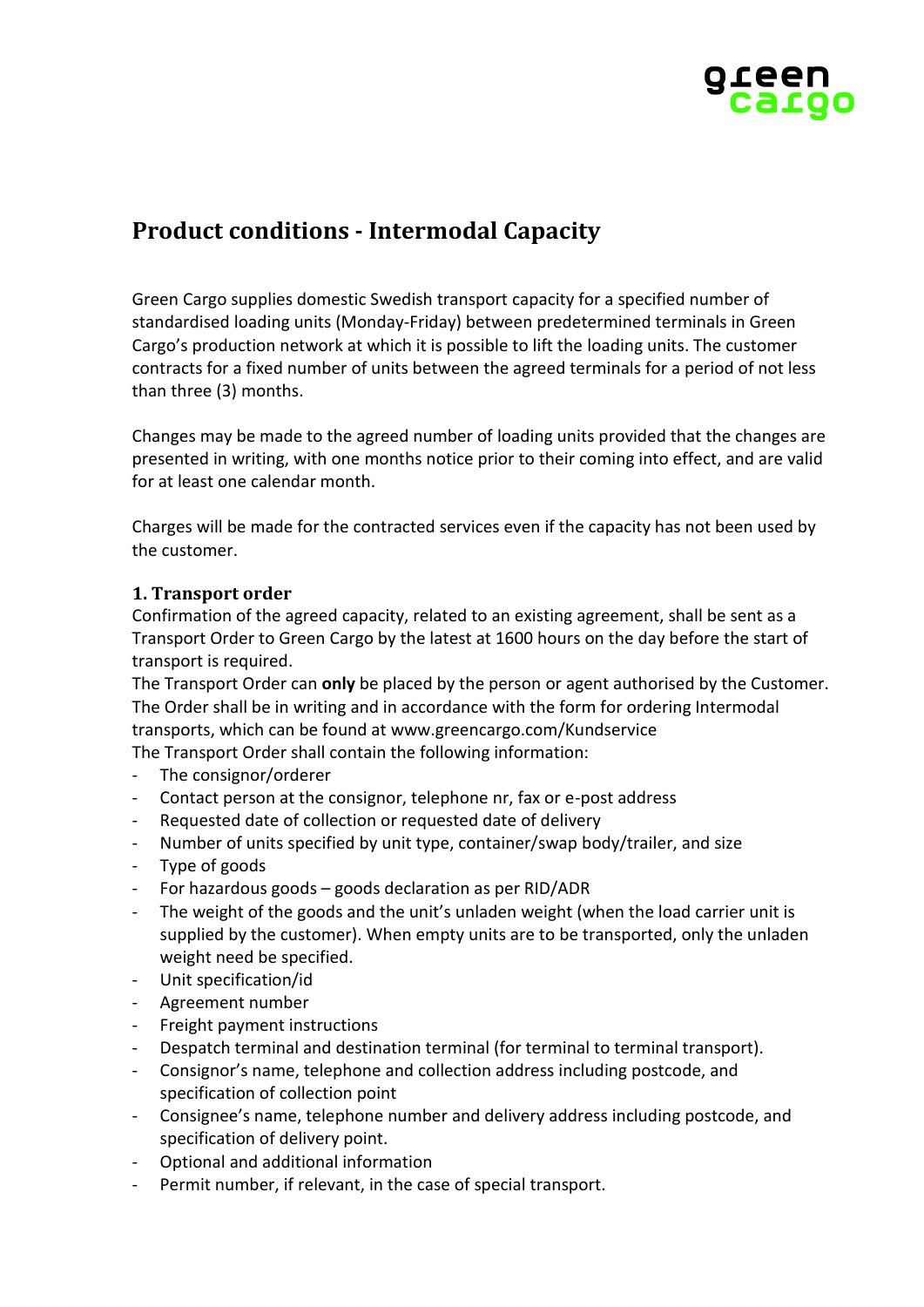# Product conditions - Intermodal Capacity

Green Cargo supplies domestic Swedish transport capacity for a specified number of standardised loading units (Monday-Friday) between predetermined terminals in Green Cargo's production network at which it is possible to lift the loading units. The customer contracts for a fixed number of units between the agreed terminals for a period of not less than three (3) months.

Changes may be made to the agreed number of loading units provided that the changes are presented in writing, with one months notice prior to their coming into effect, and are valid for at least one calendar month.

Charges will be made for the contracted services even if the capacity has not been used by the customer.

### 1. Transport order

Confirmation of the agreed capacity, related to an existing agreement, shall be sent as a Transport Order to Green Cargo by the latest at 1600 hours on the day before the start of transport is required.

The Transport Order can **only** be placed by the person or agent authorised by the Customer. The Order shall be in writing and in accordance with the form for ordering Intermodal transports, which can be found at www.greencargo.com/Kundservice

The Transport Order shall contain the following information:

- The consignor/orderer
- Contact person at the consignor, telephone nr, fax or e-post address
- Requested date of collection or requested date of delivery
- Number of units specified by unit type, container/swap body/trailer, and size
- Type of goods
- For hazardous goods – goods declaration as per RID/ADR
- The weight of the goods and the unit's unladen weight (when the load carrier unit is supplied by the customer). When empty units are to be transported, only the unladen weight need be specified.
- Unit specification/id
- Agreement number
- Freight payment instructions
- Despatch terminal and destination terminal (for terminal to terminal transport).
- Consignor's name, telephone and collection address including postcode, and specification of collection point
- Consignee's name, telephone number and delivery address including postcode, and specification of delivery point.
- Optional and additional information
- Permit number, if relevant, in the case of special transport.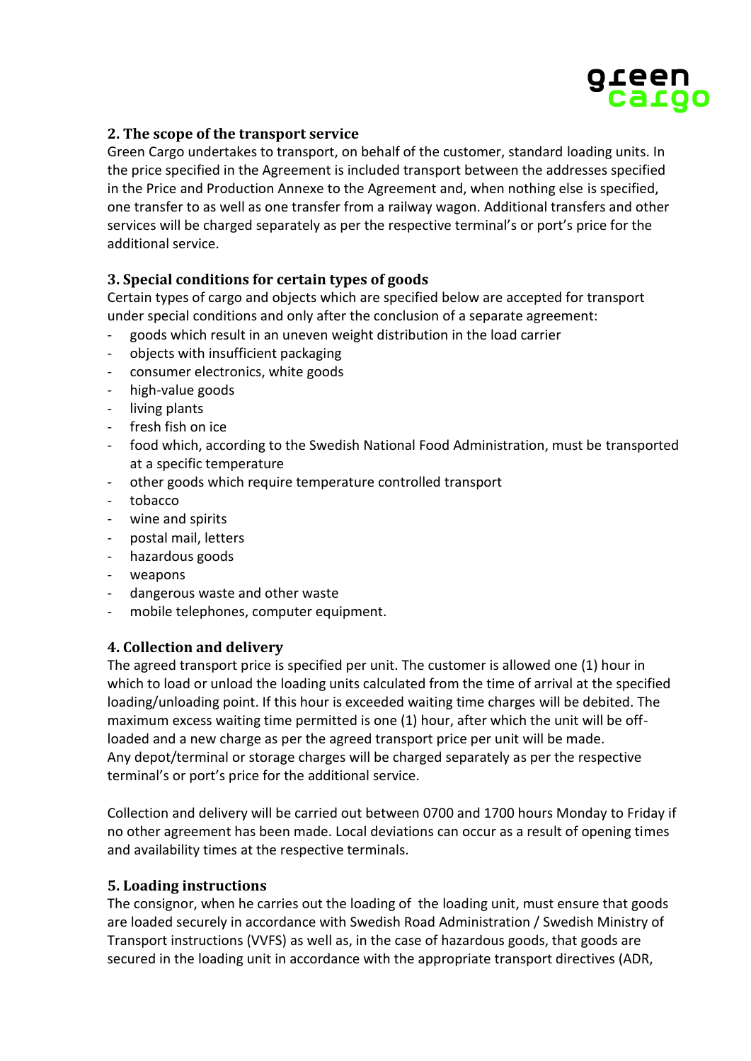## 2. The scope of the transport service

Green Cargo undertakes to transport, on behalf of the customer, standard loading units. In the price specified in the Agreement is included transport between the addresses specified in the Price and Production Annexe to the Agreement and, when nothing else is specified, one transfer to as well as one transfer from a railway wagon. Additional transfers and other services will be charged separately as per the respective terminal's or port's price for the additional service.

## 3. Special conditions for certain types of goods

Certain types of cargo and objects which are specified below are accepted for transport under special conditions and only after the conclusion of a separate agreement:

- goods which result in an uneven weight distribution in the load carrier
- objects with insufficient packaging
- consumer electronics, white goods
- high-value goods
- living plants
- fresh fish on ice
- food which, according to the Swedish National Food Administration, must be transported at a specific temperature
- other goods which require temperature controlled transport
- tobacco
- wine and spirits
- postal mail, letters
- hazardous goods
- weapons
- dangerous waste and other waste
- mobile telephones, computer equipment.

## 4. Collection and delivery

The agreed transport price is specified per unit. The customer is allowed one (1) hour in which to load or unload the loading units calculated from the time of arrival at the specified loading/unloading point. If this hour is exceeded waiting time charges will be debited. The maximum excess waiting time permitted is one (1) hour, after which the unit will be off-loaded and a new charge as per the agreed transport price per unit will be made. Any depot/terminal or storage charges will be charged separately as per the respective terminal's or port's price for the additional service.

Collection and delivery will be carried out between 0700 and 1700 hours Monday to Friday if no other agreement has been made. Local deviations can occur as a result of opening times and availability times at the respective terminals.

## 5. Loading instructions

The consignor, when he carries out the loading of the loading unit, must ensure that goods are loaded securely in accordance with Swedish Road Administration / Swedish Ministry of Transport instructions (VVFS) as well as, in the case of hazardous goods, that goods are secured in the loading unit in accordance with the appropriate transport directives (ADR,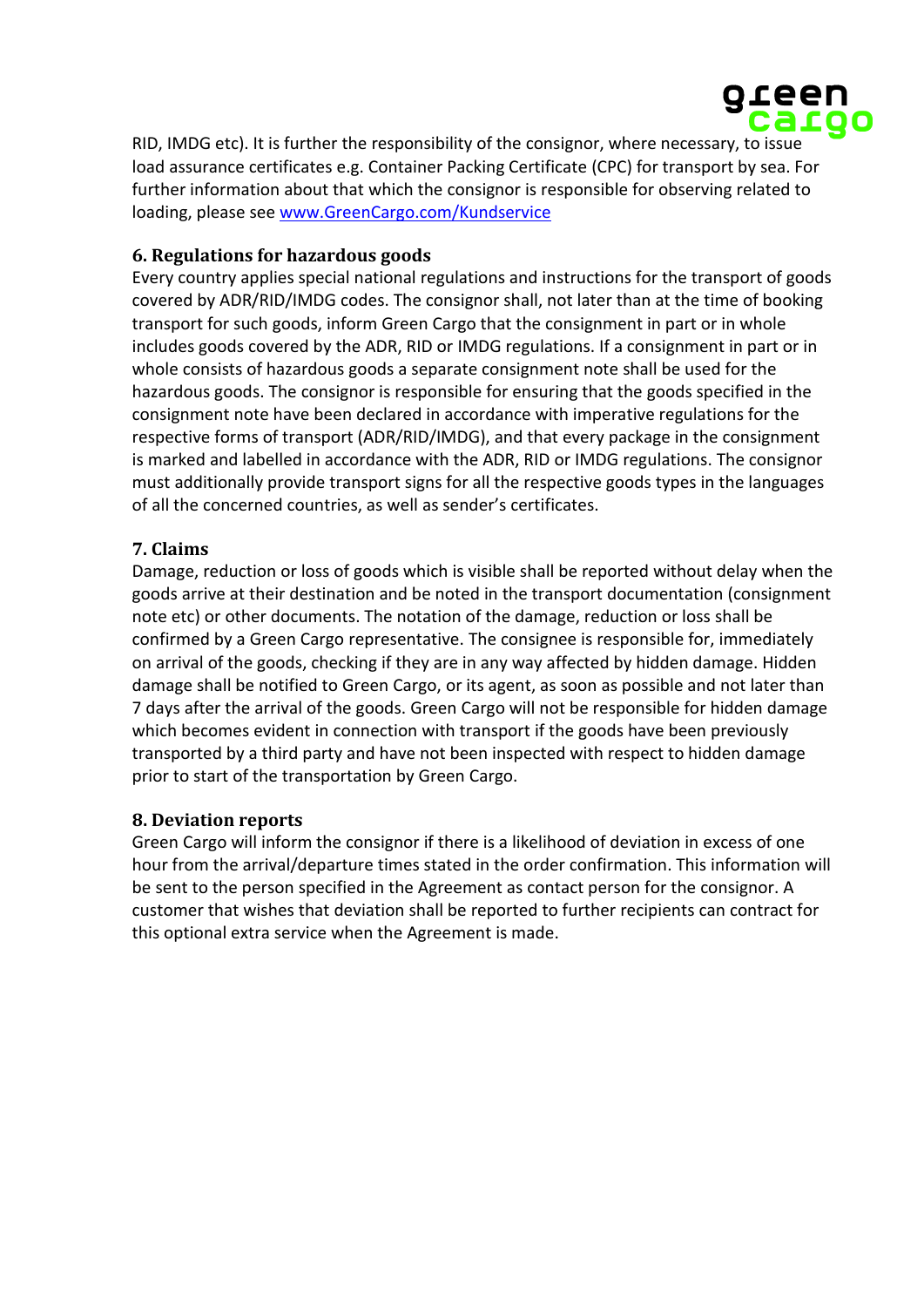RID, IMDG etc). It is further the responsibility of the consignor, where necessary, to issue load assurance certificates e.g. Container Packing Certificate (CPC) for transport by sea. For further information about that which the consignor is responsible for observing related to loading, please see www.GreenCargo.com/Kundservice

## 6. Regulations for hazardous goods

Every country applies special national regulations and instructions for the transport of goods covered by ADR/RID/IMDG codes. The consignor shall, not later than at the time of booking transport for such goods, inform Green Cargo that the consignment in part or in whole includes goods covered by the ADR, RID or IMDG regulations. If a consignment in part or in whole consists of hazardous goods a separate consignment note shall be used for the hazardous goods. The consignor is responsible for ensuring that the goods specified in the consignment note have been declared in accordance with imperative regulations for the respective forms of transport (ADR/RID/IMDG), and that every package in the consignment is marked and labelled in accordance with the ADR, RID or IMDG regulations. The consignor must additionally provide transport signs for all the respective goods types in the languages of all the concerned countries, as well as sender's certificates.

## 7. Claims

Damage, reduction or loss of goods which is visible shall be reported without delay when the goods arrive at their destination and be noted in the transport documentation (consignment note etc) or other documents. The notation of the damage, reduction or loss shall be confirmed by a Green Cargo representative. The consignee is responsible for, immediately on arrival of the goods, checking if they are in any way affected by hidden damage. Hidden damage shall be notified to Green Cargo, or its agent, as soon as possible and not later than 7 days after the arrival of the goods. Green Cargo will not be responsible for hidden damage which becomes evident in connection with transport if the goods have been previously transported by a third party and have not been inspected with respect to hidden damage prior to start of the transportation by Green Cargo.

## 8. Deviation reports

Green Cargo will inform the consignor if there is a likelihood of deviation in excess of one hour from the arrival/departure times stated in the order confirmation. This information will be sent to the person specified in the Agreement as contact person for the consignor. A customer that wishes that deviation shall be reported to further recipients can contract for this optional extra service when the Agreement is made.